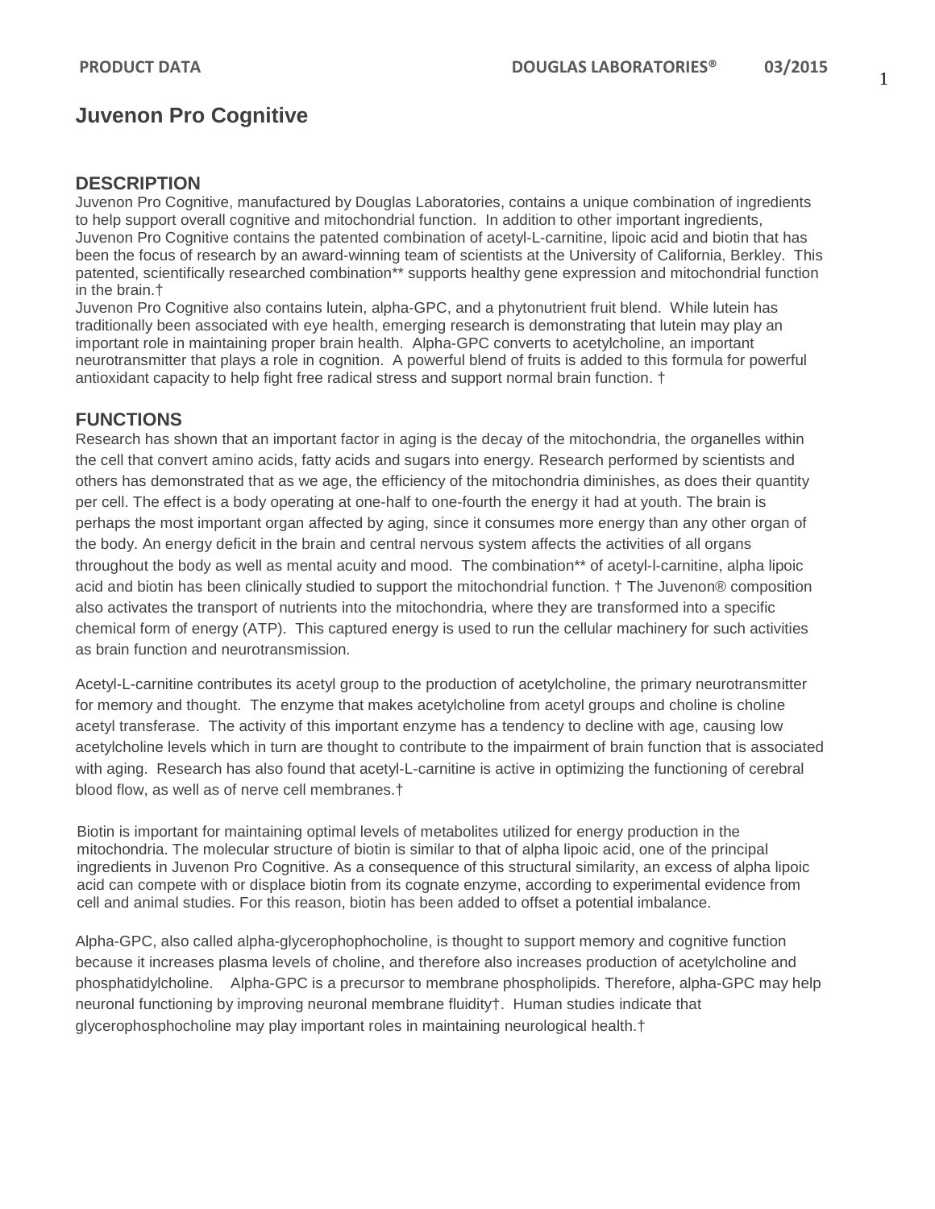# Juvenon Pro Cognitive

## DESCRIPTION

Juvenon Pro Cognitive, manufactured by Douglas Laboratories, contains a unique combination of ingredients to help support overall cognitive and mitochondrial function. In addition to other important ingredients, Juvenon Pro Cognitive contains the patented combination of acetyl-L-carnitine, lipoic acid and biotin that has been the focus of research by an award-winning team of scientists at the University of California, Berkley. This patented, scientifically researched combination** supports healthy gene expression and mitochondrial function in the brain.†

Juvenon Pro Cognitive also contains lutein, alpha-GPC, and a phytonutrient fruit blend. While lutein has traditionally been associated with eye health, emerging research is demonstrating that lutein may play an important role in maintaining proper brain health. Alpha-GPC converts to acetylcholine, an important neurotransmitter that plays a role in cognition. A powerful blend of fruits is added to this formula for powerful antioxidant capacity to help fight free radical stress and support normal brain function. †

## FUNCTIONS

Research has shown that an important factor in aging is the decay of the mitochondria, the organelles within the cell that convert amino acids, fatty acids and sugars into energy. Research performed by scientists and others has demonstrated that as we age, the efficiency of the mitochondria diminishes, as does their quantity per cell. The effect is a body operating at one-half to one-fourth the energy it had at youth. The brain is perhaps the most important organ affected by aging, since it consumes more energy than any other organ of the body. An energy deficit in the brain and central nervous system affects the activities of all organs throughout the body as well as mental acuity and mood. The combination** of acetyl-l-carnitine, alpha lipoic acid and biotin has been clinically studied to support the mitochondrial function. † The Juvenon® composition also activates the transport of nutrients into the mitochondria, where they are transformed into a specific chemical form of energy (ATP). This captured energy is used to run the cellular machinery for such activities as brain function and neurotransmission.

Acetyl-L-carnitine contributes its acetyl group to the production of acetylcholine, the primary neurotransmitter for memory and thought. The enzyme that makes acetylcholine from acetyl groups and choline is choline acetyl transferase. The activity of this important enzyme has a tendency to decline with age, causing low acetylcholine levels which in turn are thought to contribute to the impairment of brain function that is associated with aging. Research has also found that acetyl-L-carnitine is active in optimizing the functioning of cerebral blood flow, as well as of nerve cell membranes.†

Biotin is important for maintaining optimal levels of metabolites utilized for energy production in the mitochondria. The molecular structure of biotin is similar to that of alpha lipoic acid, one of the principal ingredients in Juvenon Pro Cognitive. As a consequence of this structural similarity, an excess of alpha lipoic acid can compete with or displace biotin from its cognate enzyme, according to experimental evidence from cell and animal studies. For this reason, biotin has been added to offset a potential imbalance.

Alpha-GPC, also called alpha-glycerophophocholine, is thought to support memory and cognitive function because it increases plasma levels of choline, and therefore also increases production of acetylcholine and phosphatidylcholine. Alpha-GPC is a precursor to membrane phospholipids. Therefore, alpha-GPC may help neuronal functioning by improving neuronal membrane fluidity†. Human studies indicate that glycerophosphocholine may play important roles in maintaining neurological health.†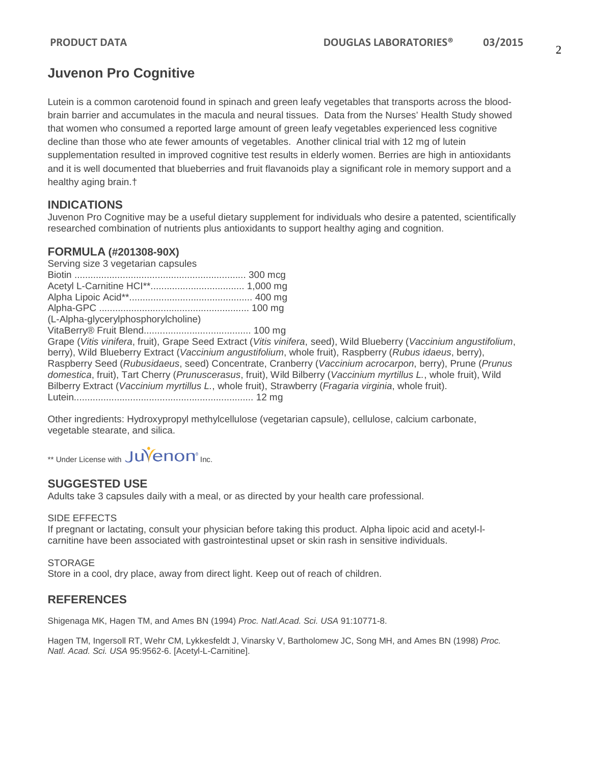# Juvenon Pro Cognitive

Lutein is a common carotenoid found in spinach and green leafy vegetables that transports across the blood-brain barrier and accumulates in the macula and neural tissues. Data from the Nurses' Health Study showed that women who consumed a reported large amount of green leafy vegetables experienced less cognitive decline than those who ate fewer amounts of vegetables. Another clinical trial with 12 mg of lutein supplementation resulted in improved cognitive test results in elderly women. Berries are high in antioxidants and it is well documented that blueberries and fruit flavanoids play a significant role in memory support and a healthy aging brain.†

## INDICATIONS

Juvenon Pro Cognitive may be a useful dietary supplement for individuals who desire a patented, scientifically researched combination of nutrients plus antioxidants to support healthy aging and cognition.

## FORMULA (#201308-90X)

Serving size 3 vegetarian capsules

Biotin ................................................................ 300 mcg
Acetyl L-Carnitine HCl**.................................. 1,000 mg
Alpha Lipoic Acid**............................................. 400 mg
Alpha-GPC ....................................................... 100 mg
(L-Alpha-glycerylphosphorylcholine)
VitaBerry® Fruit Blend........................................ 100 mg
Grape (*Vitis vinifera*, fruit), Grape Seed Extract (*Vitis vinifera*, seed), Wild Blueberry (*Vaccinium angustifolium*, berry), Wild Blueberry Extract (*Vaccinium angustifolium*, whole fruit), Raspberry (*Rubus idaeus*, berry), Raspberry Seed (*Rubusidaeus*, seed) Concentrate, Cranberry (*Vaccinium acrocarpon*, berry), Prune (*Prunus domestica*, fruit), Tart Cherry (*Prunuscerasus*, fruit), Wild Bilberry (*Vaccinium myrtillus L.*, whole fruit), Wild Bilberry Extract (*Vaccinium myrtillus L.*, whole fruit), Strawberry (*Fragaria virginia*, whole fruit).
Lutein.................................................................. 12 mg

Other ingredients: Hydroxypropyl methylcellulose (vegetarian capsule), cellulose, calcium carbonate, vegetable stearate, and silica.

** Under License with Juvenon® Inc.

## SUGGESTED USE

Adults take 3 capsules daily with a meal, or as directed by your health care professional.

SIDE EFFECTS

If pregnant or lactating, consult your physician before taking this product. Alpha lipoic acid and acetyl-l-carnitine have been associated with gastrointestinal upset or skin rash in sensitive individuals.

STORAGE

Store in a cool, dry place, away from direct light. Keep out of reach of children.

## REFERENCES

Shigenaga MK, Hagen TM, and Ames BN (1994) *Proc. Natl.Acad. Sci. USA* 91:10771-8.

Hagen TM, Ingersoll RT, Wehr CM, Lykkesfeldt J, Vinarsky V, Bartholomew JC, Song MH, and Ames BN (1998) *Proc. Natl. Acad. Sci. USA* 95:9562-6. [Acetyl-L-Carnitine].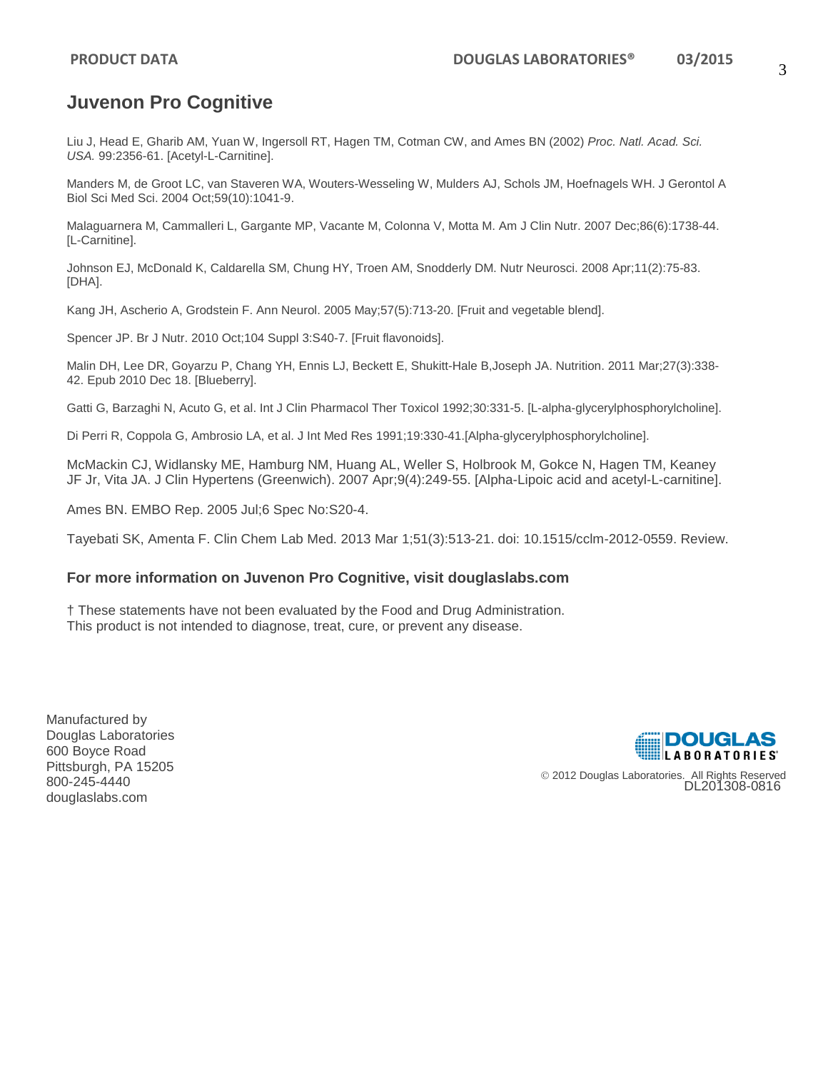## Juvenon Pro Cognitive

Liu J, Head E, Gharib AM, Yuan W, Ingersoll RT, Hagen TM, Cotman CW, and Ames BN (2002) *Proc. Natl. Acad. Sci. USA.* 99:2356-61. [Acetyl-L-Carnitine].

Manders M, de Groot LC, van Staveren WA, Wouters-Wesseling W, Mulders AJ, Schols JM, Hoefnagels WH. J Gerontol A Biol Sci Med Sci. 2004 Oct;59(10):1041-9.

Malaguarnera M, Cammalleri L, Gargante MP, Vacante M, Colonna V, Motta M. Am J Clin Nutr. 2007 Dec;86(6):1738-44. [L-Carnitine].

Johnson EJ, McDonald K, Caldarella SM, Chung HY, Troen AM, Snodderly DM. Nutr Neurosci. 2008 Apr;11(2):75-83. [DHA].

Kang JH, Ascherio A, Grodstein F. Ann Neurol. 2005 May;57(5):713-20. [Fruit and vegetable blend].

Spencer JP. Br J Nutr. 2010 Oct;104 Suppl 3:S40-7. [Fruit flavonoids].

Malin DH, Lee DR, Goyarzu P, Chang YH, Ennis LJ, Beckett E, Shukitt-Hale B,Joseph JA. Nutrition. 2011 Mar;27(3):338-42. Epub 2010 Dec 18. [Blueberry].

Gatti G, Barzaghi N, Acuto G, et al. Int J Clin Pharmacol Ther Toxicol 1992;30:331-5. [L-alpha-glycerylphosphorylcholine].

Di Perri R, Coppola G, Ambrosio LA, et al. J Int Med Res 1991;19:330-41.[Alpha-glycerylphosphorylcholine].

McMackin CJ, Widlansky ME, Hamburg NM, Huang AL, Weller S, Holbrook M, Gokce N, Hagen TM, Keaney JF Jr, Vita JA. J Clin Hypertens (Greenwich). 2007 Apr;9(4):249-55. [Alpha-Lipoic acid and acetyl-L-carnitine].

Ames BN. EMBO Rep. 2005 Jul;6 Spec No:S20-4.

Tayebati SK, Amenta F. Clin Chem Lab Med. 2013 Mar 1;51(3):513-21. doi: 10.1515/cclm-2012-0559. Review.

**For more information on Juvenon Pro Cognitive, visit douglaslabs.com**

† These statements have not been evaluated by the Food and Drug Administration.
This product is not intended to diagnose, treat, cure, or prevent any disease.

Manufactured by
Douglas Laboratories
600 Boyce Road
Pittsburgh, PA 15205
800-245-4440
douglaslabs.com

DOUGLAS LABORATORIES®

© 2012 Douglas Laboratories. All Rights Reserved
DL201308-0816